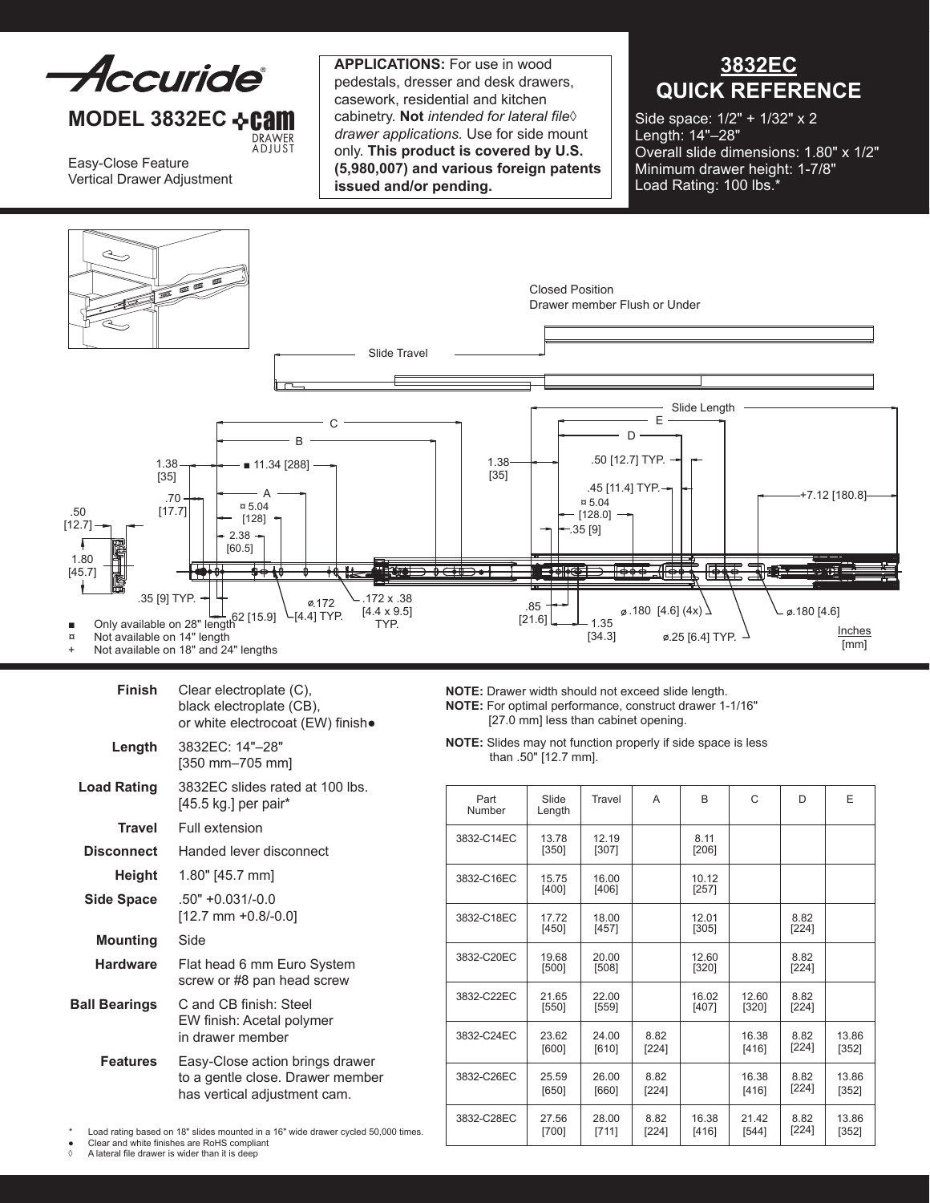# Accuride®

## MODEL 3832EC cam DRAWER ADJUST

Easy-Close Feature
Vertical Drawer Adjustment

**APPLICATIONS:** For use in wood pedestals, dresser and desk drawers, casework, residential and kitchen cabinetry. **Not** *intended for lateral file◊ drawer applications.* Use for side mount only. **This product is covered by U.S. (5,980,007) and various foreign patents issued and/or pending.**

## 3832EC QUICK REFERENCE

Side space: 1/2" + 1/32" x 2
Length: 14"–28"
Overall slide dimensions: 1.80" x 1/2"
Minimum drawer height: 1-7/8"
Load Rating: 100 lbs.*

Closed Position
Drawer member Flush or Under

Slide Travel

Slide Length

■ Only available on 28" length
¤ Not available on 14" length
+ Not available on 18" and 24" lengths

Inches [mm]

| | |
|---|---|
| **Finish** | Clear electroplate (C), black electroplate (CB), or white electrocoat (EW) finish● |
| **Length** | 3832EC: 14"–28" [350 mm–705 mm] |
| **Load Rating** | 3832EC slides rated at 100 lbs. [45.5 kg.] per pair* |
| **Travel** | Full extension |
| **Disconnect** | Handed lever disconnect |
| **Height** | 1.80" [45.7 mm] |
| **Side Space** | .50" +0.031/-0.0 [12.7 mm +0.8/-0.0] |
| **Mounting** | Side |
| **Hardware** | Flat head 6 mm Euro System screw or #8 pan head screw |
| **Ball Bearings** | C and CB finish: Steel EW finish: Acetal polymer in drawer member |
| **Features** | Easy-Close action brings drawer to a gentle close. Drawer member has vertical adjustment cam. |

\* Load rating based on 18" slides mounted in a 16" wide drawer cycled 50,000 times.
● Clear and white finishes are RoHS compliant
◊ A lateral file drawer is wider than it is deep

**NOTE:** Drawer width should not exceed slide length.
**NOTE:** For optimal performance, construct drawer 1-1/16" [27.0 mm] less than cabinet opening.

**NOTE:** Slides may not function properly if side space is less than .50" [12.7 mm].

| Part Number | Slide Length | Travel | A | B | C | D | E |
|---|---|---|---|---|---|---|---|
| 3832-C14EC | 13.78 [350] | 12.19 [307] | | 8.11 [206] | | | |
| 3832-C16EC | 15.75 [400] | 16.00 [406] | | 10.12 [257] | | | |
| 3832-C18EC | 17.72 [450] | 18.00 [457] | | 12.01 [305] | | 8.82 [224] | |
| 3832-C20EC | 19.68 [500] | 20.00 [508] | | 12.60 [320] | | 8.82 [224] | |
| 3832-C22EC | 21.65 [550] | 22.00 [559] | | 16.02 [407] | 12.60 [320] | 8.82 [224] | |
| 3832-C24EC | 23.62 [600] | 24.00 [610] | 8.82 [224] | | 16.38 [416] | 8.82 [224] | 13.86 [352] |
| 3832-C26EC | 25.59 [650] | 26.00 [660] | 8.82 [224] | | 16.38 [416] | 8.82 [224] | 13.86 [352] |
| 3832-C28EC | 27.56 [700] | 28.00 [711] | 8.82 [224] | 16.38 [416] | 21.42 [544] | 8.82 [224] | 13.86 [352] |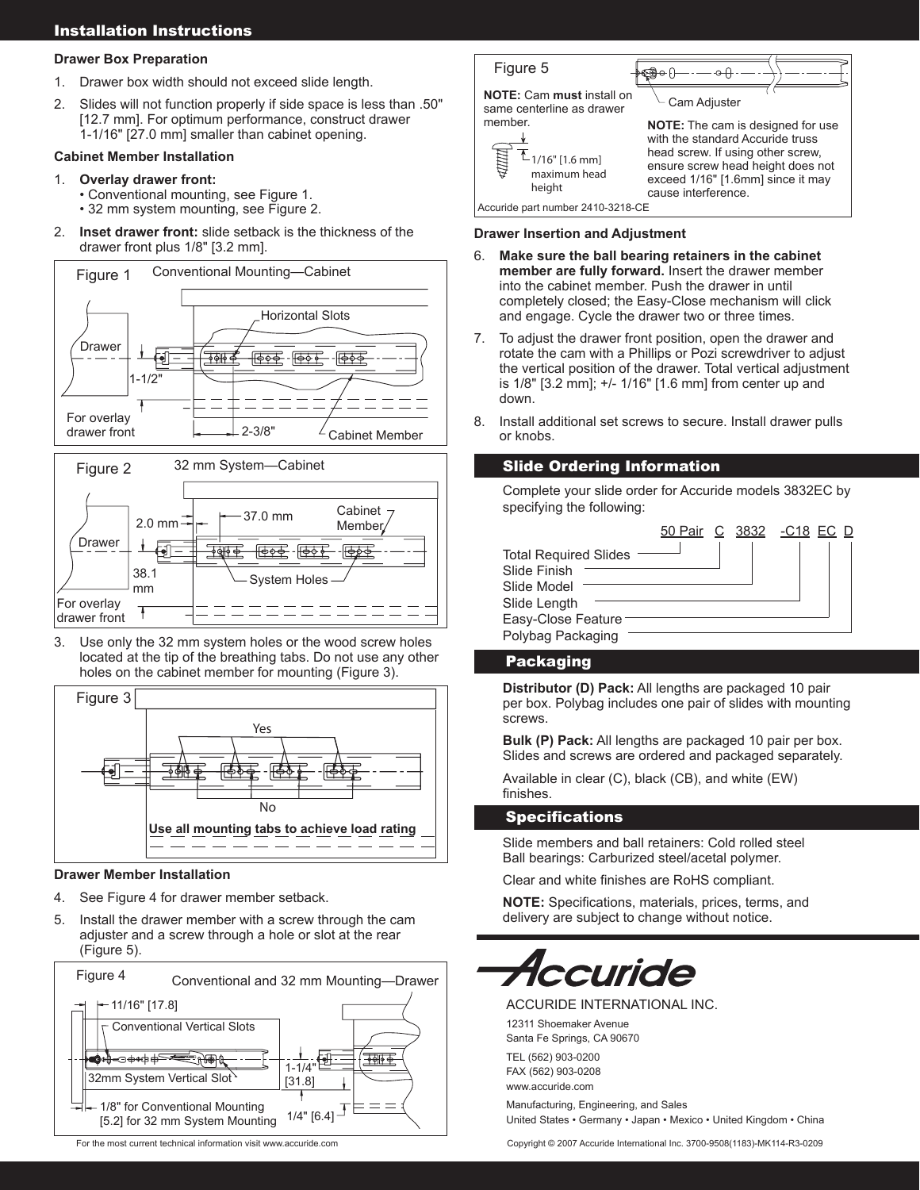## Installation Instructions

### Drawer Box Preparation

1. Drawer box width should not exceed slide length.
2. Slides will not function properly if side space is less than .50" [12.7 mm]. For optimum performance, construct drawer 1-1/16" [27.0 mm] smaller than cabinet opening.

### Cabinet Member Installation

1. **Overlay drawer front:**
   - Conventional mounting, see Figure 1.
   - 32 mm system mounting, see Figure 2.
2. **Inset drawer front:** slide setback is the thickness of the drawer front plus 1/8" [3.2 mm].

Figure 1 Conventional Mounting—Cabinet

Horizontal Slots
Drawer
1-1/2"
For overlay drawer front
2-3/8"
Cabinet Member

Figure 2 32 mm System—Cabinet

2.0 mm
37.0 mm
Cabinet Member
Drawer
38.1 mm
System Holes
For overlay drawer front

3. Use only the 32 mm system holes or the wood screw holes located at the tip of the breathing tabs. Do not use any other holes on the cabinet member for mounting (Figure 3).

Figure 3

Yes
No
**Use all mounting tabs to achieve load rating**

### Drawer Member Installation

4. See Figure 4 for drawer member setback.
5. Install the drawer member with a screw through the cam adjuster and a screw through a hole or slot at the rear (Figure 5).

Figure 4 Conventional and 32 mm Mounting—Drawer

11/16" [17.8]
Conventional Vertical Slots
32mm System Vertical Slot
1/8" for Conventional Mounting
[5.2] for 32 mm System Mounting
1-1/4" [31.8]
1/4" [6.4]

Figure 5

**NOTE:** Cam **must** install on same centerline as drawer member.

Cam Adjuster

1/16" [1.6 mm] maximum head height

**NOTE:** The cam is designed for use with the standard Accuride truss head screw. If using other screw, ensure screw head height does not exceed 1/16" [1.6mm] since it may cause interference.

Accuride part number 2410-3218-CE

### Drawer Insertion and Adjustment

6. **Make sure the ball bearing retainers in the cabinet member are fully forward.** Insert the drawer member into the cabinet member. Push the drawer in until completely closed; the Easy-Close mechanism will click and engage. Cycle the drawer two or three times.
7. To adjust the drawer front position, open the drawer and rotate the cam with a Phillips or Pozi screwdriver to adjust the vertical position of the drawer. Total vertical adjustment is 1/8" [3.2 mm]; +/- 1/16" [1.6 mm] from center up and down.
8. Install additional set screws to secure. Install drawer pulls or knobs.

## Slide Ordering Information

Complete your slide order for Accuride models 3832EC by specifying the following:

50 Pair C 3832 -C18 EC D

Total Required Slides
Slide Finish
Slide Model
Slide Length
Easy-Close Feature
Polybag Packaging

## Packaging

**Distributor (D) Pack:** All lengths are packaged 10 pair per box. Polybag includes one pair of slides with mounting screws.

**Bulk (P) Pack:** All lengths are packaged 10 pair per box. Slides and screws are ordered and packaged separately.

Available in clear (C), black (CB), and white (EW) finishes.

## Specifications

Slide members and ball retainers: Cold rolled steel
Ball bearings: Carburized steel/acetal polymer.

Clear and white finishes are RoHS compliant.

**NOTE:** Specifications, materials, prices, terms, and delivery are subject to change without notice.

Accuride

ACCURIDE INTERNATIONAL INC.

12311 Shoemaker Avenue
Santa Fe Springs, CA 90670

TEL (562) 903-0200
FAX (562) 903-0208
www.accuride.com

Manufacturing, Engineering, and Sales
United States • Germany • Japan • Mexico • United Kingdom • China

For the most current technical information visit www.accuride.com

Copyright © 2007 Accuride International Inc. 3700-9508(1183)-MK114-R3-0209